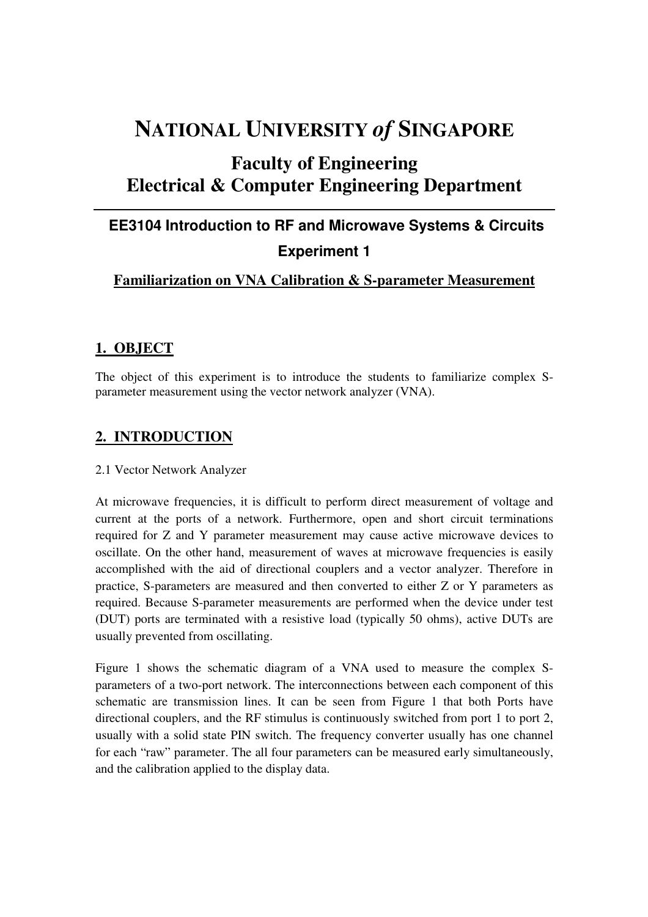# NATIONAL UNIVERSITY *of* SINGAPORE

## Faculty of Engineering
## Electrical & Computer Engineering Department

---

### EE3104 Introduction to RF and Microwave Systems & Circuits

### Experiment 1

### Familiarization on VNA Calibration & S-parameter Measurement

## 1. OBJECT

The object of this experiment is to introduce the students to familiarize complex S-parameter measurement using the vector network analyzer (VNA).

## 2. INTRODUCTION

2.1 Vector Network Analyzer

At microwave frequencies, it is difficult to perform direct measurement of voltage and current at the ports of a network. Furthermore, open and short circuit terminations required for Z and Y parameter measurement may cause active microwave devices to oscillate. On the other hand, measurement of waves at microwave frequencies is easily accomplished with the aid of directional couplers and a vector analyzer. Therefore in practice, S-parameters are measured and then converted to either Z or Y parameters as required. Because S-parameter measurements are performed when the device under test (DUT) ports are terminated with a resistive load (typically 50 ohms), active DUTs are usually prevented from oscillating.

Figure 1 shows the schematic diagram of a VNA used to measure the complex S-parameters of a two-port network. The interconnections between each component of this schematic are transmission lines. It can be seen from Figure 1 that both Ports have directional couplers, and the RF stimulus is continuously switched from port 1 to port 2, usually with a solid state PIN switch. The frequency converter usually has one channel for each "raw" parameter. The all four parameters can be measured early simultaneously, and the calibration applied to the display data.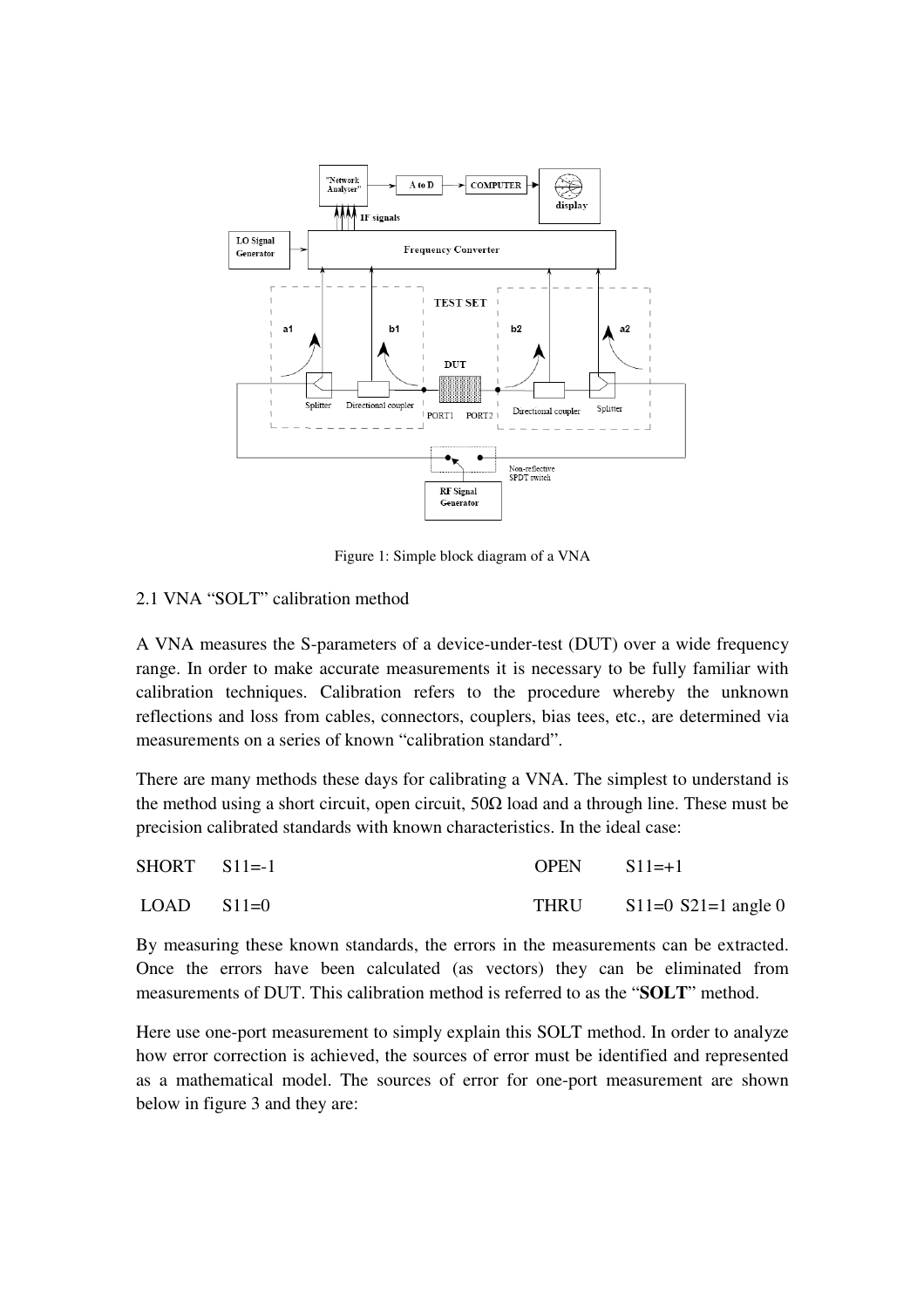Figure 1: Simple block diagram of a VNA

## 2.1 VNA "SOLT" calibration method

A VNA measures the S-parameters of a device-under-test (DUT) over a wide frequency range. In order to make accurate measurements it is necessary to be fully familiar with calibration techniques. Calibration refers to the procedure whereby the unknown reflections and loss from cables, connectors, couplers, bias tees, etc., are determined via measurements on a series of known "calibration standard".

There are many methods these days for calibrating a VNA. The simplest to understand is the method using a short circuit, open circuit, 50Ω load and a through line. These must be precision calibrated standards with known characteristics. In the ideal case:

| | | | |
|---|---|---|---|
| SHORT | $S11=-1$ | OPEN | $S11=+1$ |
| LOAD | $S11=0$ | THRU | $S11=0$ $S21=1$ angle 0 |

By measuring these known standards, the errors in the measurements can be extracted. Once the errors have been calculated (as vectors) they can be eliminated from measurements of DUT. This calibration method is referred to as the "**SOLT**" method.

Here use one-port measurement to simply explain this SOLT method. In order to analyze how error correction is achieved, the sources of error must be identified and represented as a mathematical model. The sources of error for one-port measurement are shown below in figure 3 and they are: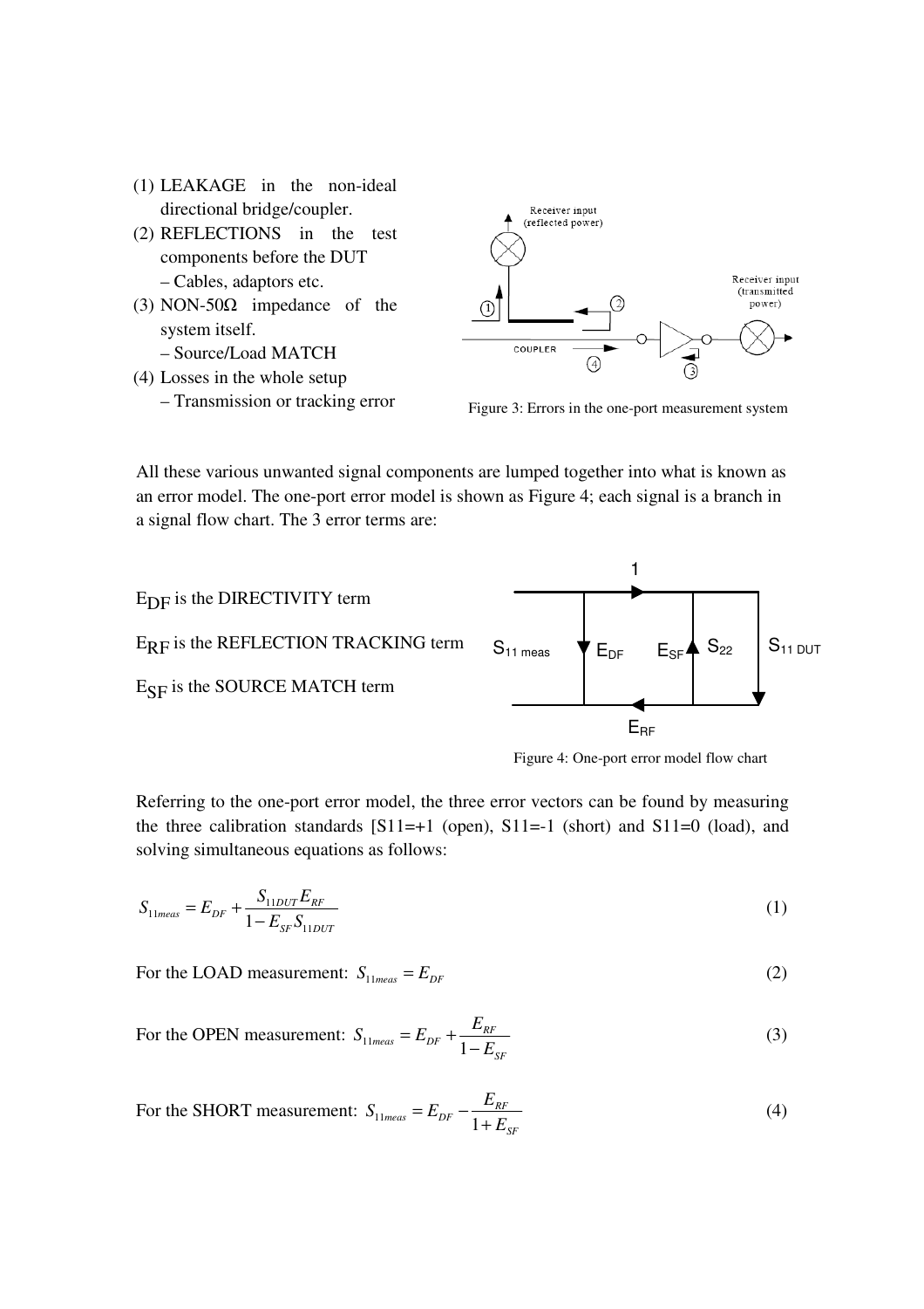(1) LEAKAGE in the non-ideal directional bridge/coupler.
(2) REFLECTIONS in the test components before the DUT
– Cables, adaptors etc.
(3) NON-50Ω impedance of the system itself.
– Source/Load MATCH
(4) Losses in the whole setup
– Transmission or tracking error

Figure 3: Errors in the one-port measurement system

All these various unwanted signal components are lumped together into what is known as an error model. The one-port error model is shown as Figure 4; each signal is a branch in a signal flow chart. The 3 error terms are:

$E_{DF}$ is the DIRECTIVITY term

$E_{RF}$ is the REFLECTION TRACKING term

$E_{SF}$ is the SOURCE MATCH term

Figure 4: One-port error model flow chart

Referring to the one-port error model, the three error vectors can be found by measuring the three calibration standards [S11=+1 (open), S11=-1 (short) and S11=0 (load), and solving simultaneous equations as follows:

$$S_{11meas} = E_{DF} + \frac{S_{11DUT} E_{RF}}{1 - E_{SF} S_{11DUT}} \tag{1}$$

For the LOAD measurement: $S_{11meas} = E_{DF}$ (2)

For the OPEN measurement: $S_{11meas} = E_{DF} + \frac{E_{RF}}{1 - E_{SF}}$ (3)

For the SHORT measurement: $S_{11meas} = E_{DF} - \frac{E_{RF}}{1 + E_{SF}}$ (4)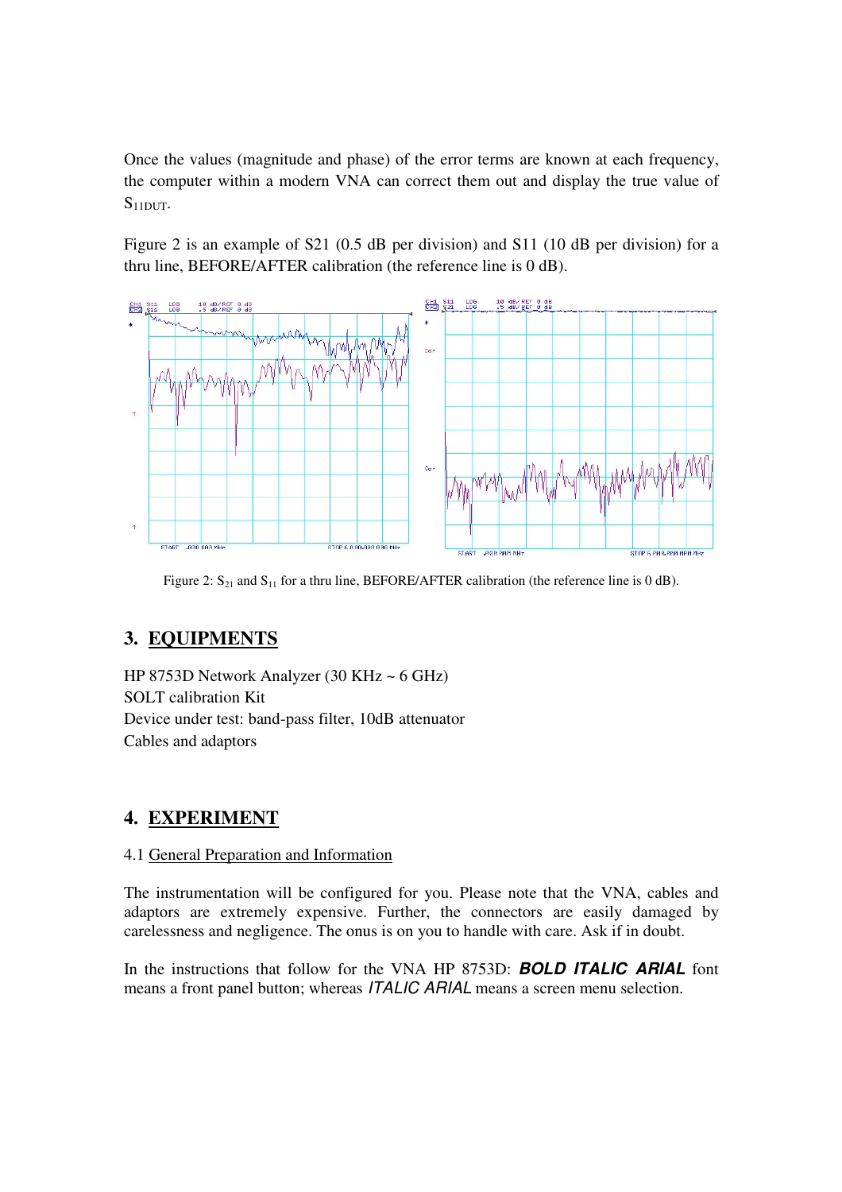Once the values (magnitude and phase) of the error terms are known at each frequency, the computer within a modern VNA can correct them out and display the true value of $S_{11DUT}$.

Figure 2 is an example of S21 (0.5 dB per division) and S11 (10 dB per division) for a thru line, BEFORE/AFTER calibration (the reference line is 0 dB).

Figure 2: $S_{21}$ and $S_{11}$ for a thru line, BEFORE/AFTER calibration (the reference line is 0 dB).

## 3. EQUIPMENTS

HP 8753D Network Analyzer (30 KHz ~ 6 GHz)
SOLT calibration Kit
Device under test: band-pass filter, 10dB attenuator
Cables and adaptors

## 4. EXPERIMENT

### 4.1 General Preparation and Information

The instrumentation will be configured for you. Please note that the VNA, cables and adaptors are extremely expensive. Further, the connectors are easily damaged by carelessness and negligence. The onus is on you to handle with care. Ask if in doubt.

In the instructions that follow for the VNA HP 8753D: ***BOLD ITALIC ARIAL*** font means a front panel button; whereas *ITALIC ARIAL* means a screen menu selection.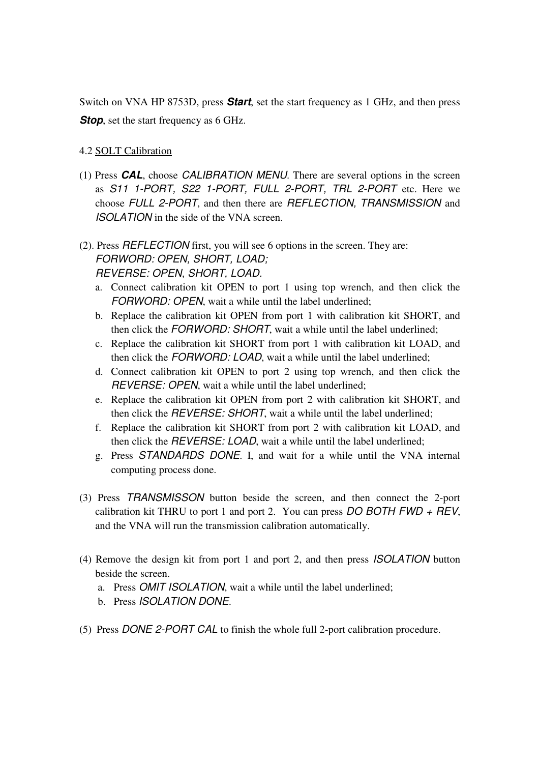Switch on VNA HP 8753D, press ***Start***, set the start frequency as 1 GHz, and then press ***Stop***, set the start frequency as 6 GHz.

4.2 SOLT Calibration

(1) Press ***CAL***, choose *CALIBRATION MENU*. There are several options in the screen as *S11 1-PORT, S22 1-PORT, FULL 2-PORT, TRL 2-PORT* etc. Here we choose *FULL 2-PORT*, and then there are *REFLECTION, TRANSMISSION* and *ISOLATION* in the side of the VNA screen.

(2). Press *REFLECTION* first, you will see 6 options in the screen. They are:
*FORWORD: OPEN, SHORT, LOAD;*
*REVERSE: OPEN, SHORT, LOAD.*

a. Connect calibration kit OPEN to port 1 using top wrench, and then click the *FORWORD: OPEN*, wait a while until the label underlined;
b. Replace the calibration kit OPEN from port 1 with calibration kit SHORT, and then click the *FORWORD: SHORT*, wait a while until the label underlined;
c. Replace the calibration kit SHORT from port 1 with calibration kit LOAD, and then click the *FORWORD: LOAD*, wait a while until the label underlined;
d. Connect calibration kit OPEN to port 2 using top wrench, and then click the *REVERSE: OPEN*, wait a while until the label underlined;
e. Replace the calibration kit OPEN from port 2 with calibration kit SHORT, and then click the *REVERSE: SHORT*, wait a while until the label underlined;
f. Replace the calibration kit SHORT from port 2 with calibration kit LOAD, and then click the *REVERSE: LOAD*, wait a while until the label underlined;
g. Press *STANDARDS DONE*. I, and wait for a while until the VNA internal computing process done.

(3) Press *TRANSMISSON* button beside the screen, and then connect the 2-port calibration kit THRU to port 1 and port 2. You can press *DO BOTH FWD + REV*, and the VNA will run the transmission calibration automatically.

(4) Remove the design kit from port 1 and port 2, and then press *ISOLATION* button beside the screen.

a. Press *OMIT ISOLATION*, wait a while until the label underlined;
b. Press *ISOLATION DONE*.

(5) Press *DONE 2-PORT CAL* to finish the whole full 2-port calibration procedure.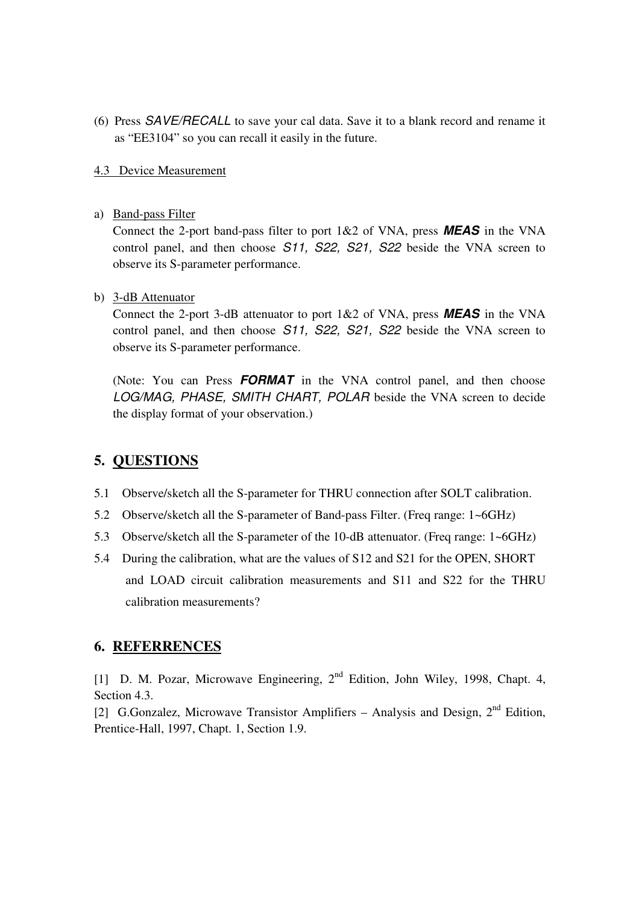(6) Press *SAVE/RECALL* to save your cal data. Save it to a blank record and rename it as "EE3104" so you can recall it easily in the future.

### 4.3 Device Measurement

a) Band-pass Filter

Connect the 2-port band-pass filter to port 1&2 of VNA, press ***MEAS*** in the VNA control panel, and then choose *S11, S22, S21, S22* beside the VNA screen to observe its S-parameter performance.

b) 3-dB Attenuator

Connect the 2-port 3-dB attenuator to port 1&2 of VNA, press ***MEAS*** in the VNA control panel, and then choose *S11, S22, S21, S22* beside the VNA screen to observe its S-parameter performance.

(Note: You can Press ***FORMAT*** in the VNA control panel, and then choose *LOG/MAG, PHASE, SMITH CHART, POLAR* beside the VNA screen to decide the display format of your observation.)

## 5. QUESTIONS

5.1 Observe/sketch all the S-parameter for THRU connection after SOLT calibration.

5.2 Observe/sketch all the S-parameter of Band-pass Filter. (Freq range: 1~6GHz)

5.3 Observe/sketch all the S-parameter of the 10-dB attenuator. (Freq range: 1~6GHz)

5.4 During the calibration, what are the values of S12 and S21 for the OPEN, SHORT and LOAD circuit calibration measurements and S11 and S22 for the THRU calibration measurements?

## 6. REFERRENCES

[1] D. M. Pozar, Microwave Engineering, 2nd Edition, John Wiley, 1998, Chapt. 4, Section 4.3.

[2] G.Gonzalez, Microwave Transistor Amplifiers – Analysis and Design, 2nd Edition, Prentice-Hall, 1997, Chapt. 1, Section 1.9.